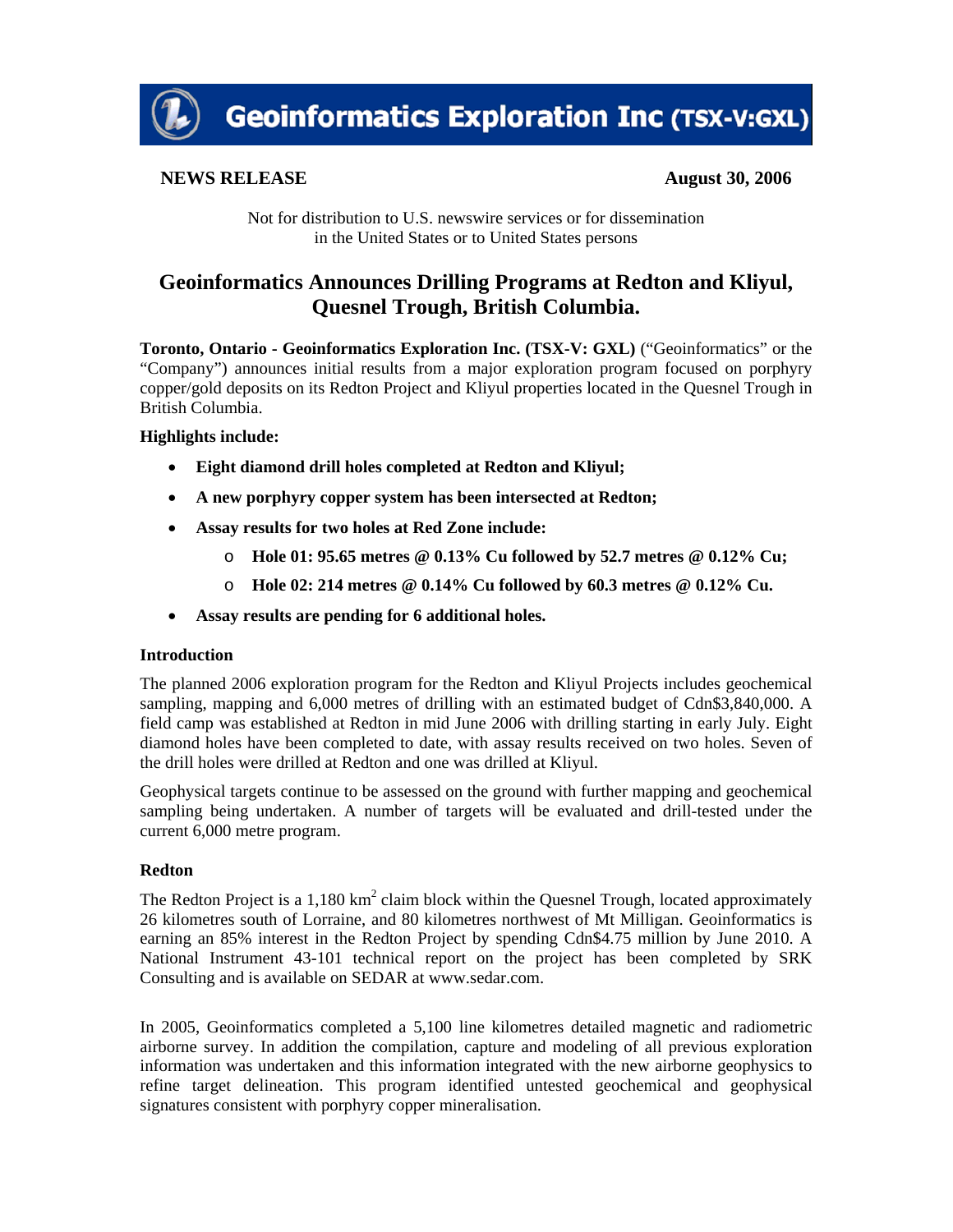**Geoinformatics Exploration Inc (TSX-V:GXL)**

**NEWS RELEASE** **August 30, 2006**

Not for distribution to U.S. newswire services or for dissemination in the United States or to United States persons

# Geoinformatics Announces Drilling Programs at Redton and Kliyul, Quesnel Trough, British Columbia.

**Toronto, Ontario - Geoinformatics Exploration Inc. (TSX-V: GXL)** ("Geoinformatics" or the "Company") announces initial results from a major exploration program focused on porphyry copper/gold deposits on its Redton Project and Kliyul properties located in the Quesnel Trough in British Columbia.

**Highlights include:**

- **Eight diamond drill holes completed at Redton and Kliyul;**
- **A new porphyry copper system has been intersected at Redton;**
- **Assay results for two holes at Red Zone include:**
  - **Hole 01: 95.65 metres @ 0.13% Cu followed by 52.7 metres @ 0.12% Cu;**
  - **Hole 02: 214 metres @ 0.14% Cu followed by 60.3 metres @ 0.12% Cu.**
- **Assay results are pending for 6 additional holes.**

### Introduction

The planned 2006 exploration program for the Redton and Kliyul Projects includes geochemical sampling, mapping and 6,000 metres of drilling with an estimated budget of Cdn$3,840,000. A field camp was established at Redton in mid June 2006 with drilling starting in early July. Eight diamond holes have been completed to date, with assay results received on two holes. Seven of the drill holes were drilled at Redton and one was drilled at Kliyul.

Geophysical targets continue to be assessed on the ground with further mapping and geochemical sampling being undertaken. A number of targets will be evaluated and drill-tested under the current 6,000 metre program.

### Redton

The Redton Project is a 1,180 km$^2$ claim block within the Quesnel Trough, located approximately 26 kilometres south of Lorraine, and 80 kilometres northwest of Mt Milligan. Geoinformatics is earning an 85% interest in the Redton Project by spending Cdn$4.75 million by June 2010. A National Instrument 43-101 technical report on the project has been completed by SRK Consulting and is available on SEDAR at www.sedar.com.

In 2005, Geoinformatics completed a 5,100 line kilometres detailed magnetic and radiometric airborne survey. In addition the compilation, capture and modeling of all previous exploration information was undertaken and this information integrated with the new airborne geophysics to refine target delineation. This program identified untested geochemical and geophysical signatures consistent with porphyry copper mineralisation.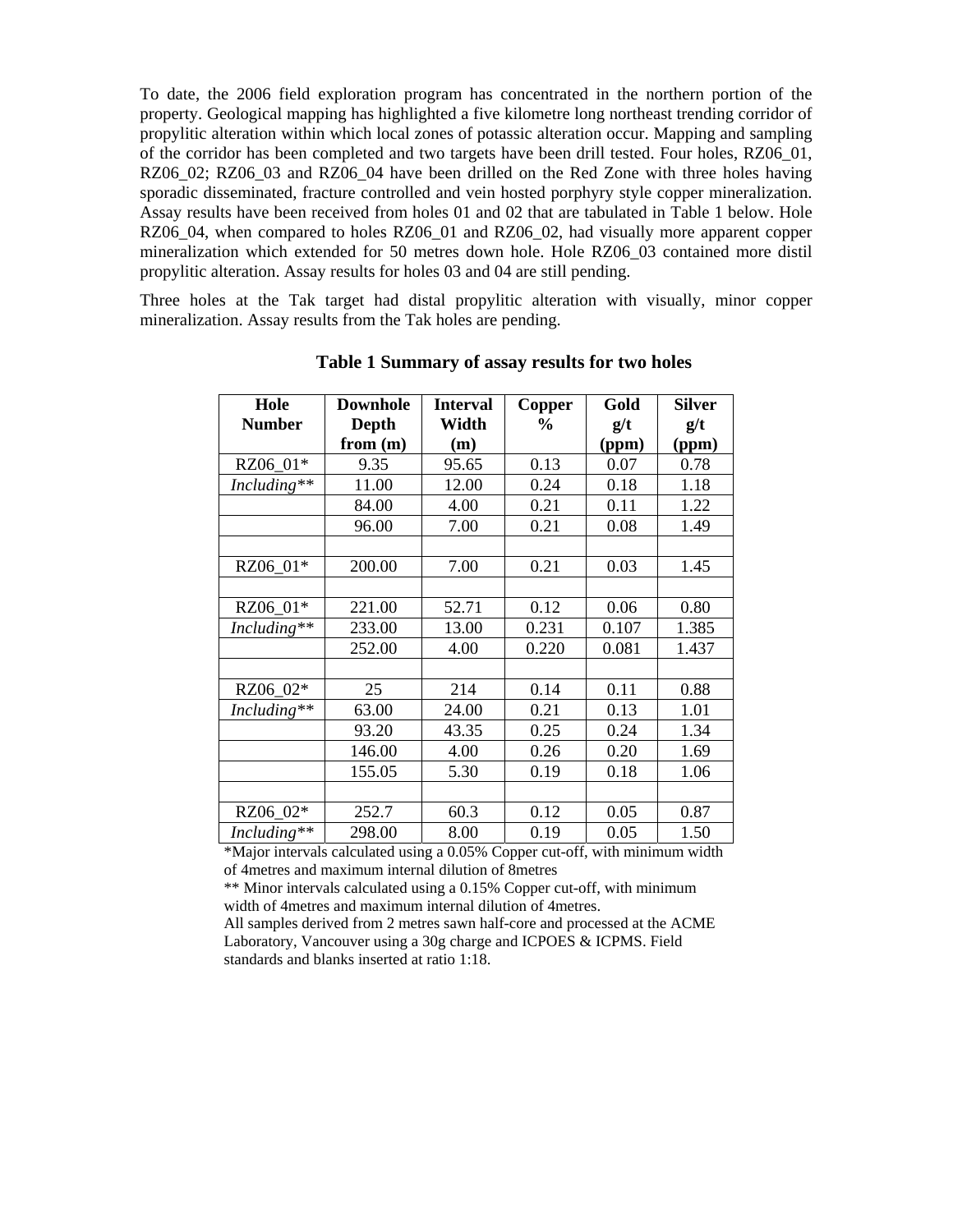To date, the 2006 field exploration program has concentrated in the northern portion of the property. Geological mapping has highlighted a five kilometre long northeast trending corridor of propylitic alteration within which local zones of potassic alteration occur. Mapping and sampling of the corridor has been completed and two targets have been drill tested. Four holes, RZ06_01, RZ06_02; RZ06_03 and RZ06_04 have been drilled on the Red Zone with three holes having sporadic disseminated, fracture controlled and vein hosted porphyry style copper mineralization. Assay results have been received from holes 01 and 02 that are tabulated in Table 1 below. Hole RZ06_04, when compared to holes RZ06_01 and RZ06_02, had visually more apparent copper mineralization which extended for 50 metres down hole. Hole RZ06_03 contained more distil propylitic alteration. Assay results for holes 03 and 04 are still pending.

Three holes at the Tak target had distal propylitic alteration with visually, minor copper mineralization. Assay results from the Tak holes are pending.

**Table 1 Summary of assay results for two holes**

| Hole Number | Downhole Depth from (m) | Interval Width (m) | Copper % | Gold g/t (ppm) | Silver g/t (ppm) |
|---|---|---|---|---|---|
| RZ06_01* | 9.35 | 95.65 | 0.13 | 0.07 | 0.78 |
| *Including*** | 11.00 | 12.00 | 0.24 | 0.18 | 1.18 |
| | 84.00 | 4.00 | 0.21 | 0.11 | 1.22 |
| | 96.00 | 7.00 | 0.21 | 0.08 | 1.49 |
| | | | | | |
| RZ06_01* | 200.00 | 7.00 | 0.21 | 0.03 | 1.45 |
| | | | | | |
| RZ06_01* | 221.00 | 52.71 | 0.12 | 0.06 | 0.80 |
| *Including*** | 233.00 | 13.00 | 0.231 | 0.107 | 1.385 |
| | 252.00 | 4.00 | 0.220 | 0.081 | 1.437 |
| | | | | | |
| RZ06_02* | 25 | 214 | 0.14 | 0.11 | 0.88 |
| *Including*** | 63.00 | 24.00 | 0.21 | 0.13 | 1.01 |
| | 93.20 | 43.35 | 0.25 | 0.24 | 1.34 |
| | 146.00 | 4.00 | 0.26 | 0.20 | 1.69 |
| | 155.05 | 5.30 | 0.19 | 0.18 | 1.06 |
| | | | | | |
| RZ06_02* | 252.7 | 60.3 | 0.12 | 0.05 | 0.87 |
| *Including*** | 298.00 | 8.00 | 0.19 | 0.05 | 1.50 |

*Major intervals calculated using a 0.05% Copper cut-off, with minimum width of 4metres and maximum internal dilution of 8metres

** Minor intervals calculated using a 0.15% Copper cut-off, with minimum width of 4metres and maximum internal dilution of 4metres.

All samples derived from 2 metres sawn half-core and processed at the ACME Laboratory, Vancouver using a 30g charge and ICPOES & ICPMS. Field standards and blanks inserted at ratio 1:18.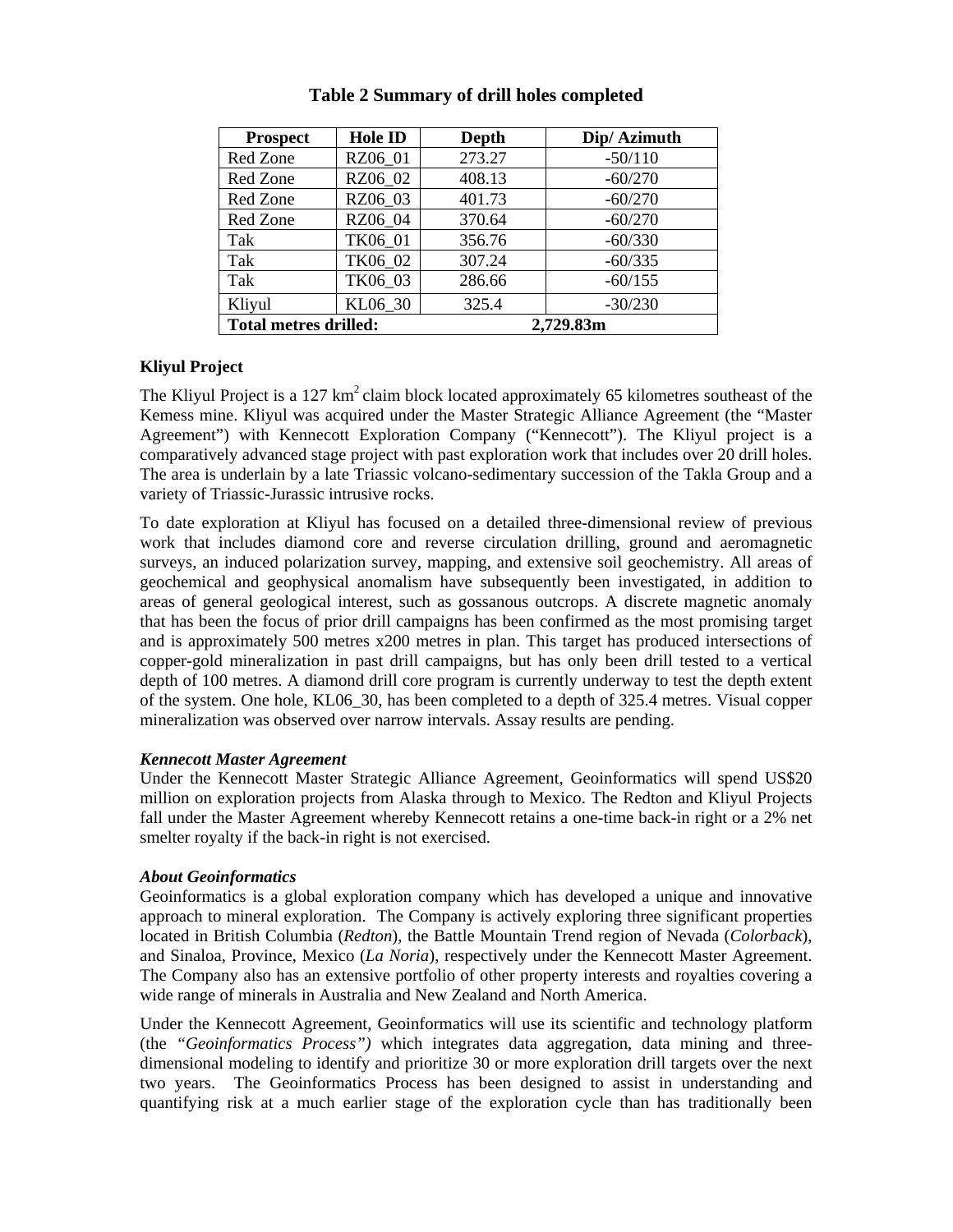**Table 2 Summary of drill holes completed**

| Prospect | Hole ID | Depth | Dip/ Azimuth |
|---|---|---|---|
| Red Zone | RZ06_01 | 273.27 | -50/110 |
| Red Zone | RZ06_02 | 408.13 | -60/270 |
| Red Zone | RZ06_03 | 401.73 | -60/270 |
| Red Zone | RZ06_04 | 370.64 | -60/270 |
| Tak | TK06_01 | 356.76 | -60/330 |
| Tak | TK06_02 | 307.24 | -60/335 |
| Tak | TK06_03 | 286.66 | -60/155 |
| Kliyul | KL06_30 | 325.4 | -30/230 |
| **Total metres drilled:** | | **2,729.83m** | |

**Kliyul Project**

The Kliyul Project is a 127 $km^2$ claim block located approximately 65 kilometres southeast of the Kemess mine. Kliyul was acquired under the Master Strategic Alliance Agreement (the "Master Agreement") with Kennecott Exploration Company ("Kennecott"). The Kliyul project is a comparatively advanced stage project with past exploration work that includes over 20 drill holes. The area is underlain by a late Triassic volcano-sedimentary succession of the Takla Group and a variety of Triassic-Jurassic intrusive rocks.

To date exploration at Kliyul has focused on a detailed three-dimensional review of previous work that includes diamond core and reverse circulation drilling, ground and aeromagnetic surveys, an induced polarization survey, mapping, and extensive soil geochemistry. All areas of geochemical and geophysical anomalism have subsequently been investigated, in addition to areas of general geological interest, such as gossanous outcrops. A discrete magnetic anomaly that has been the focus of prior drill campaigns has been confirmed as the most promising target and is approximately 500 metres x200 metres in plan. This target has produced intersections of copper-gold mineralization in past drill campaigns, but has only been drill tested to a vertical depth of 100 metres. A diamond drill core program is currently underway to test the depth extent of the system. One hole, KL06_30, has been completed to a depth of 325.4 metres. Visual copper mineralization was observed over narrow intervals. Assay results are pending.

***Kennecott Master Agreement***

Under the Kennecott Master Strategic Alliance Agreement, Geoinformatics will spend US$20 million on exploration projects from Alaska through to Mexico. The Redton and Kliyul Projects fall under the Master Agreement whereby Kennecott retains a one-time back-in right or a 2% net smelter royalty if the back-in right is not exercised.

***About Geoinformatics***

Geoinformatics is a global exploration company which has developed a unique and innovative approach to mineral exploration. The Company is actively exploring three significant properties located in British Columbia (*Redton*), the Battle Mountain Trend region of Nevada (*Colorback*), and Sinaloa, Province, Mexico (*La Noria*), respectively under the Kennecott Master Agreement. The Company also has an extensive portfolio of other property interests and royalties covering a wide range of minerals in Australia and New Zealand and North America.

Under the Kennecott Agreement, Geoinformatics will use its scientific and technology platform (the *"Geoinformatics Process")* which integrates data aggregation, data mining and three-dimensional modeling to identify and prioritize 30 or more exploration drill targets over the next two years. The Geoinformatics Process has been designed to assist in understanding and quantifying risk at a much earlier stage of the exploration cycle than has traditionally been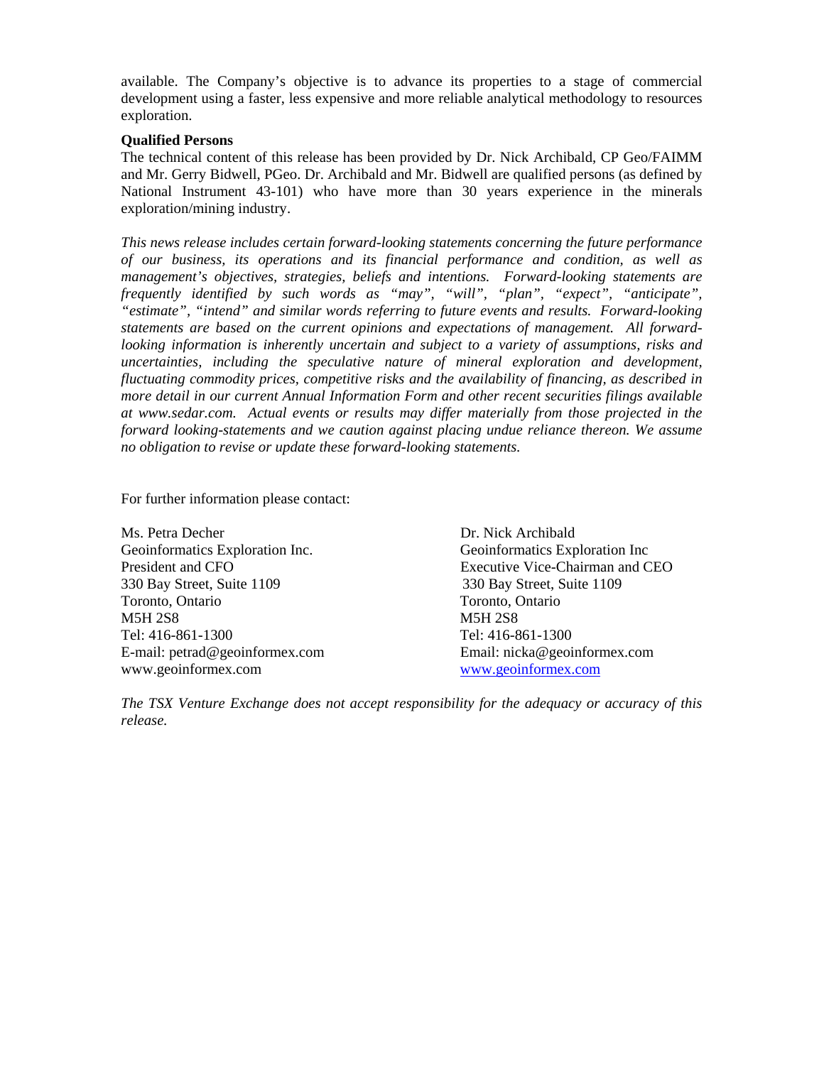available. The Company's objective is to advance its properties to a stage of commercial development using a faster, less expensive and more reliable analytical methodology to resources exploration.

**Qualified Persons**

The technical content of this release has been provided by Dr. Nick Archibald, CP Geo/FAIMM and Mr. Gerry Bidwell, PGeo. Dr. Archibald and Mr. Bidwell are qualified persons (as defined by National Instrument 43-101) who have more than 30 years experience in the minerals exploration/mining industry.

*This news release includes certain forward-looking statements concerning the future performance of our business, its operations and its financial performance and condition, as well as management's objectives, strategies, beliefs and intentions. Forward-looking statements are frequently identified by such words as "may", "will", "plan", "expect", "anticipate", "estimate", "intend" and similar words referring to future events and results. Forward-looking statements are based on the current opinions and expectations of management. All forward-looking information is inherently uncertain and subject to a variety of assumptions, risks and uncertainties, including the speculative nature of mineral exploration and development, fluctuating commodity prices, competitive risks and the availability of financing, as described in more detail in our current Annual Information Form and other recent securities filings available at www.sedar.com. Actual events or results may differ materially from those projected in the forward looking-statements and we caution against placing undue reliance thereon. We assume no obligation to revise or update these forward-looking statements.*

For further information please contact:

Ms. Petra Decher
Geoinformatics Exploration Inc.
President and CFO
330 Bay Street, Suite 1109
Toronto, Ontario
M5H 2S8
Tel: 416-861-1300
E-mail: petrad@geoinformex.com
www.geoinformex.com

Dr. Nick Archibald
Geoinformatics Exploration Inc
Executive Vice-Chairman and CEO
330 Bay Street, Suite 1109
Toronto, Ontario
M5H 2S8
Tel: 416-861-1300
Email: nicka@geoinformex.com
www.geoinformex.com

*The TSX Venture Exchange does not accept responsibility for the adequacy or accuracy of this release.*